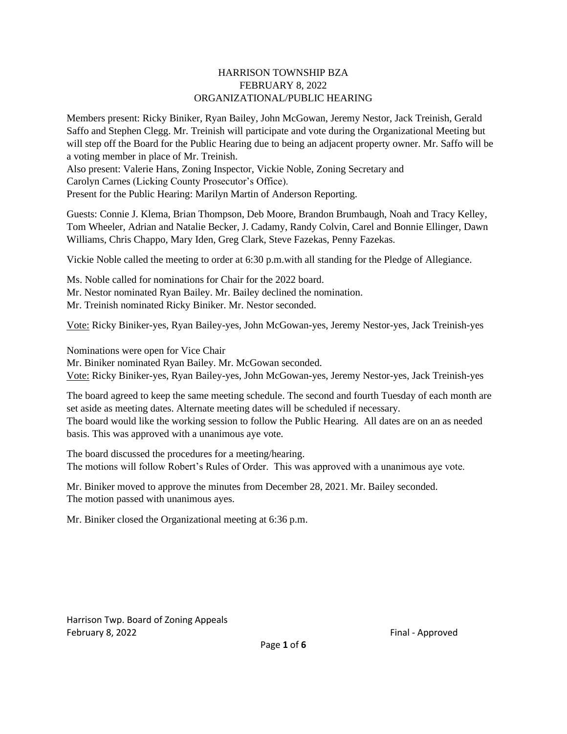# HARRISON TOWNSHIP BZA
# FEBRUARY 8, 2022
# ORGANIZATIONAL/PUBLIC HEARING

Members present: Ricky Biniker, Ryan Bailey, John McGowan, Jeremy Nestor, Jack Treinish, Gerald Saffo and Stephen Clegg. Mr. Treinish will participate and vote during the Organizational Meeting but will step off the Board for the Public Hearing due to being an adjacent property owner. Mr. Saffo will be a voting member in place of Mr. Treinish.
Also present: Valerie Hans, Zoning Inspector, Vickie Noble, Zoning Secretary and Carolyn Carnes (Licking County Prosecutor's Office).
Present for the Public Hearing: Marilyn Martin of Anderson Reporting.

Guests: Connie J. Klema, Brian Thompson, Deb Moore, Brandon Brumbaugh, Noah and Tracy Kelley, Tom Wheeler, Adrian and Natalie Becker, J. Cadamy, Randy Colvin, Carel and Bonnie Ellinger, Dawn Williams, Chris Chappo, Mary Iden, Greg Clark, Steve Fazekas, Penny Fazekas.

Vickie Noble called the meeting to order at 6:30 p.m.with all standing for the Pledge of Allegiance.

Ms. Noble called for nominations for Chair for the 2022 board.
Mr. Nestor nominated Ryan Bailey. Mr. Bailey declined the nomination.
Mr. Treinish nominated Ricky Biniker. Mr. Nestor seconded.

Vote: Ricky Biniker-yes, Ryan Bailey-yes, John McGowan-yes, Jeremy Nestor-yes, Jack Treinish-yes

Nominations were open for Vice Chair
Mr. Biniker nominated Ryan Bailey. Mr. McGowan seconded.
Vote: Ricky Biniker-yes, Ryan Bailey-yes, John McGowan-yes, Jeremy Nestor-yes, Jack Treinish-yes

The board agreed to keep the same meeting schedule. The second and fourth Tuesday of each month are set aside as meeting dates. Alternate meeting dates will be scheduled if necessary.
The board would like the working session to follow the Public Hearing. All dates are on an as needed basis. This was approved with a unanimous aye vote.

The board discussed the procedures for a meeting/hearing.
The motions will follow Robert's Rules of Order. This was approved with a unanimous aye vote.

Mr. Biniker moved to approve the minutes from December 28, 2021. Mr. Bailey seconded.
The motion passed with unanimous ayes.

Mr. Biniker closed the Organizational meeting at 6:36 p.m.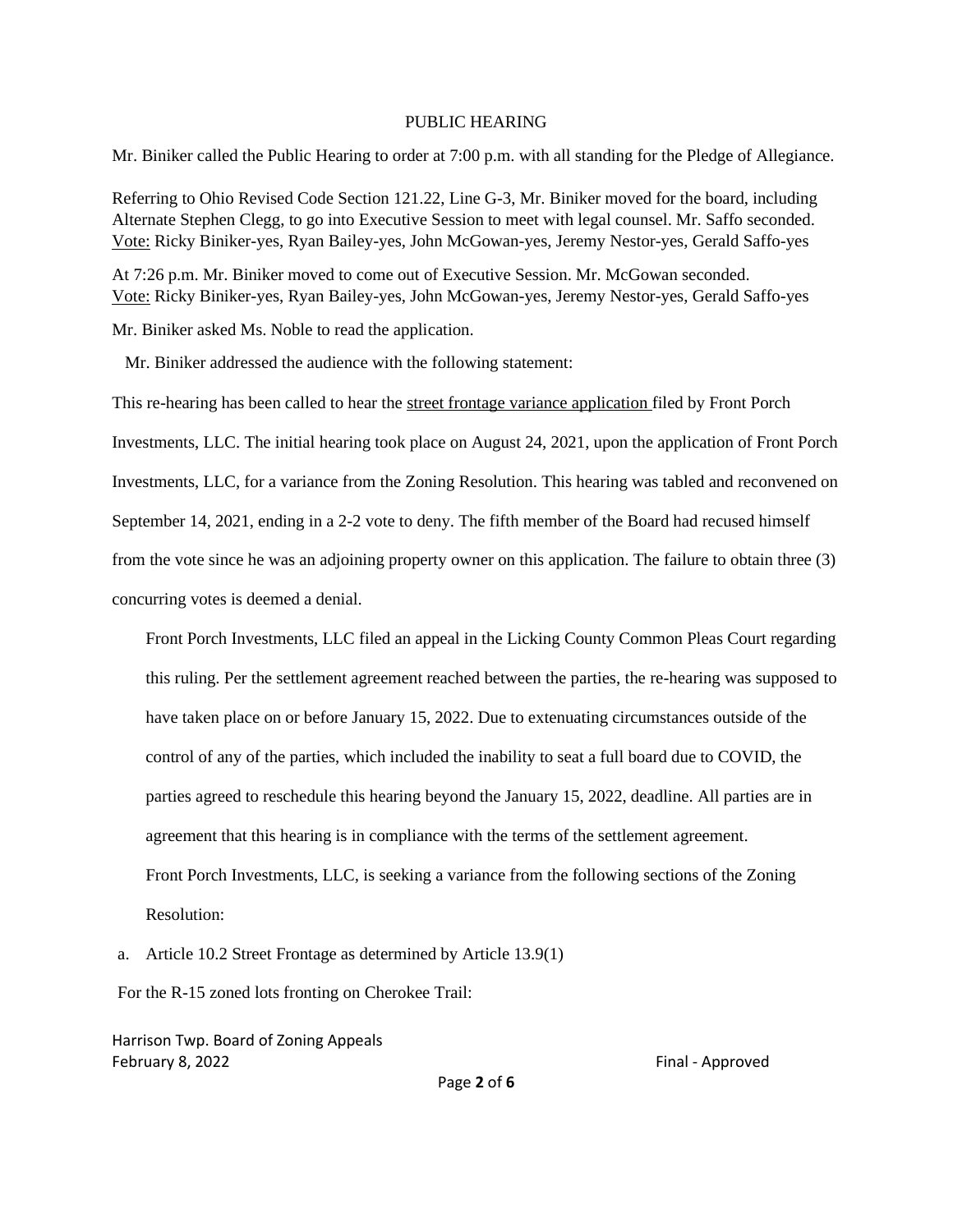PUBLIC HEARING

Mr. Biniker called the Public Hearing to order at 7:00 p.m. with all standing for the Pledge of Allegiance.

Referring to Ohio Revised Code Section 121.22, Line G-3, Mr. Biniker moved for the board, including Alternate Stephen Clegg, to go into Executive Session to meet with legal counsel. Mr. Saffo seconded.
Vote: Ricky Biniker-yes, Ryan Bailey-yes, John McGowan-yes, Jeremy Nestor-yes, Gerald Saffo-yes

At 7:26 p.m. Mr. Biniker moved to come out of Executive Session. Mr. McGowan seconded.
Vote: Ricky Biniker-yes, Ryan Bailey-yes, John McGowan-yes, Jeremy Nestor-yes, Gerald Saffo-yes

Mr. Biniker asked Ms. Noble to read the application.

Mr. Biniker addressed the audience with the following statement:

This re-hearing has been called to hear the street frontage variance application filed by Front Porch Investments, LLC. The initial hearing took place on August 24, 2021, upon the application of Front Porch Investments, LLC, for a variance from the Zoning Resolution. This hearing was tabled and reconvened on September 14, 2021, ending in a 2-2 vote to deny. The fifth member of the Board had recused himself from the vote since he was an adjoining property owner on this application. The failure to obtain three (3) concurring votes is deemed a denial.

Front Porch Investments, LLC filed an appeal in the Licking County Common Pleas Court regarding this ruling. Per the settlement agreement reached between the parties, the re-hearing was supposed to have taken place on or before January 15, 2022. Due to extenuating circumstances outside of the control of any of the parties, which included the inability to seat a full board due to COVID, the parties agreed to reschedule this hearing beyond the January 15, 2022, deadline. All parties are in agreement that this hearing is in compliance with the terms of the settlement agreement.

Front Porch Investments, LLC, is seeking a variance from the following sections of the Zoning Resolution:

a. Article 10.2 Street Frontage as determined by Article 13.9(1)

For the R-15 zoned lots fronting on Cherokee Trail: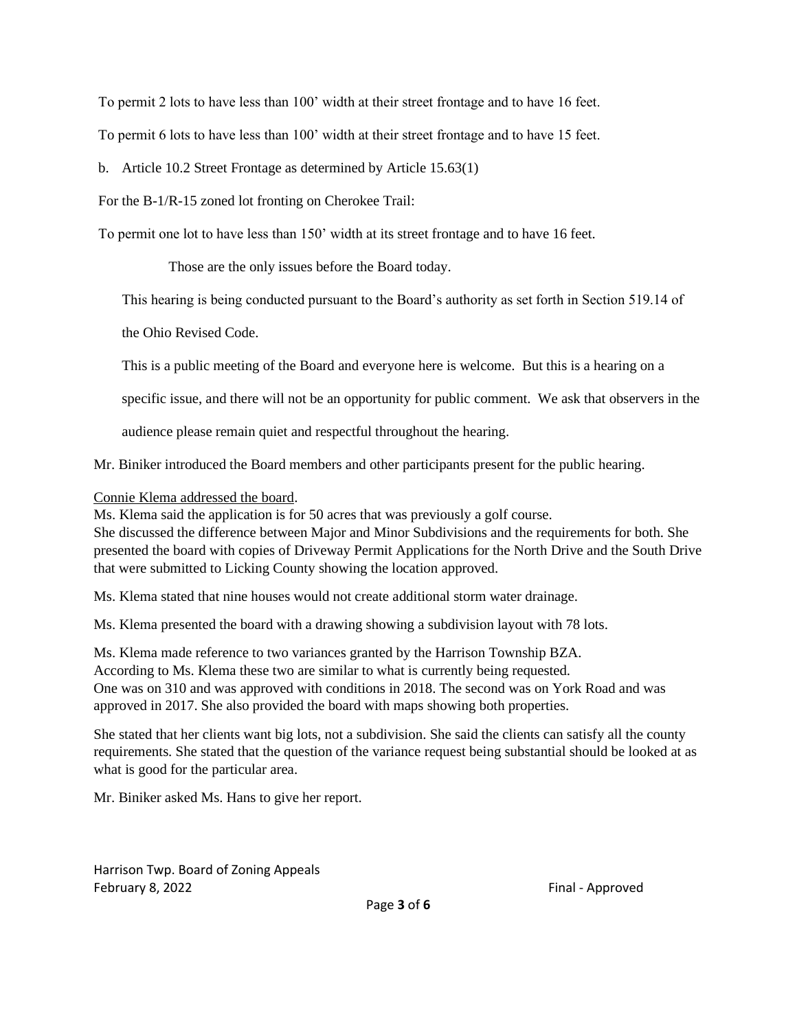To permit 2 lots to have less than 100’ width at their street frontage and to have 16 feet.

To permit 6 lots to have less than 100’ width at their street frontage and to have 15 feet.

b. Article 10.2 Street Frontage as determined by Article 15.63(1)

For the B-1/R-15 zoned lot fronting on Cherokee Trail:

To permit one lot to have less than 150’ width at its street frontage and to have 16 feet.

Those are the only issues before the Board today.

This hearing is being conducted pursuant to the Board’s authority as set forth in Section 519.14 of the Ohio Revised Code.

This is a public meeting of the Board and everyone here is welcome. But this is a hearing on a specific issue, and there will not be an opportunity for public comment. We ask that observers in the audience please remain quiet and respectful throughout the hearing.

Mr. Biniker introduced the Board members and other participants present for the public hearing.

Connie Klema addressed the board.

Ms. Klema said the application is for 50 acres that was previously a golf course.
She discussed the difference between Major and Minor Subdivisions and the requirements for both. She presented the board with copies of Driveway Permit Applications for the North Drive and the South Drive that were submitted to Licking County showing the location approved.

Ms. Klema stated that nine houses would not create additional storm water drainage.

Ms. Klema presented the board with a drawing showing a subdivision layout with 78 lots.

Ms. Klema made reference to two variances granted by the Harrison Township BZA.
According to Ms. Klema these two are similar to what is currently being requested.
One was on 310 and was approved with conditions in 2018. The second was on York Road and was approved in 2017. She also provided the board with maps showing both properties.

She stated that her clients want big lots, not a subdivision. She said the clients can satisfy all the county requirements. She stated that the question of the variance request being substantial should be looked at as what is good for the particular area.

Mr. Biniker asked Ms. Hans to give her report.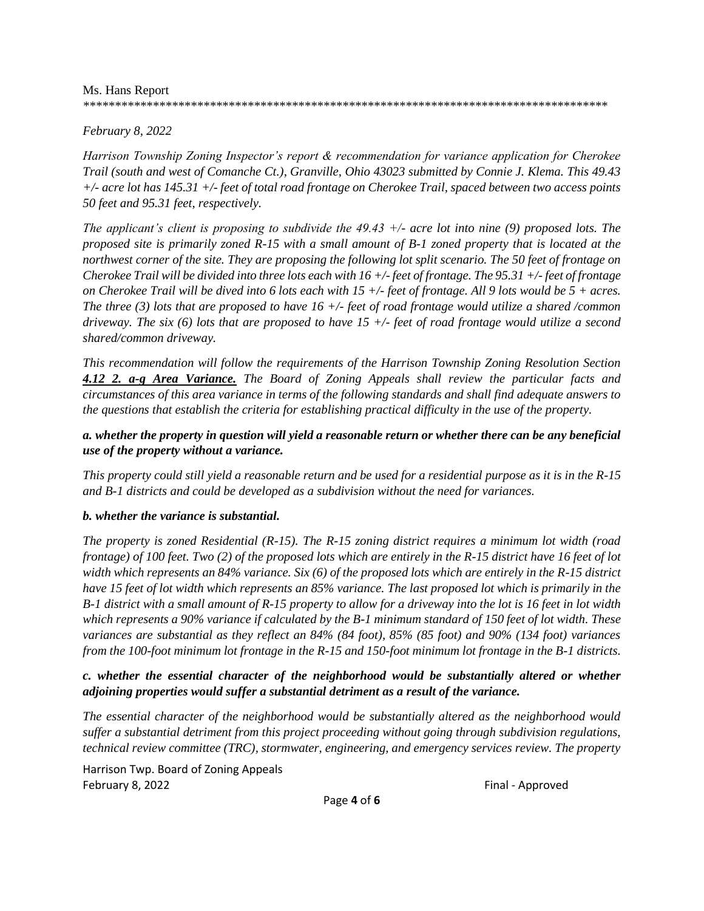Ms. Hans Report
\*\*\*\*\*\*\*\*\*\*\*\*\*\*\*\*\*\*\*\*\*\*\*\*\*\*\*\*\*\*\*\*\*\*\*\*\*\*\*\*\*\*\*\*\*\*\*\*\*\*\*\*\*\*\*\*\*\*\*\*\*\*\*\*\*\*\*\*\*\*\*\*\*\*\*\*\*\*\*\*\*\*\*\*\*

*February 8, 2022*

*Harrison Township Zoning Inspector's report & recommendation for variance application for Cherokee Trail (south and west of Comanche Ct.), Granville, Ohio 43023 submitted by Connie J. Klema. This 49.43 +/- acre lot has 145.31 +/- feet of total road frontage on Cherokee Trail, spaced between two access points 50 feet and 95.31 feet, respectively.*

*The applicant's client is proposing to subdivide the 49.43 +/- acre lot into nine (9) proposed lots. The proposed site is primarily zoned R-15 with a small amount of B-1 zoned property that is located at the northwest corner of the site. They are proposing the following lot split scenario. The 50 feet of frontage on Cherokee Trail will be divided into three lots each with 16 +/- feet of frontage. The 95.31 +/- feet of frontage on Cherokee Trail will be dived into 6 lots each with 15 +/- feet of frontage. All 9 lots would be 5 + acres. The three (3) lots that are proposed to have 16 +/- feet of road frontage would utilize a shared /common driveway. The six (6) lots that are proposed to have 15 +/- feet of road frontage would utilize a second shared/common driveway.*

*This recommendation will follow the requirements of the Harrison Township Zoning Resolution Section* ***4.12 2. a-g Area Variance.*** *The Board of Zoning Appeals shall review the particular facts and circumstances of this area variance in terms of the following standards and shall find adequate answers to the questions that establish the criteria for establishing practical difficulty in the use of the property.*

***a. whether the property in question will yield a reasonable return or whether there can be any beneficial use of the property without a variance.***

*This property could still yield a reasonable return and be used for a residential purpose as it is in the R-15 and B-1 districts and could be developed as a subdivision without the need for variances.*

***b. whether the variance is substantial.***

*The property is zoned Residential (R-15). The R-15 zoning district requires a minimum lot width (road frontage) of 100 feet. Two (2) of the proposed lots which are entirely in the R-15 district have 16 feet of lot width which represents an 84% variance. Six (6) of the proposed lots which are entirely in the R-15 district have 15 feet of lot width which represents an 85% variance. The last proposed lot which is primarily in the B-1 district with a small amount of R-15 property to allow for a driveway into the lot is 16 feet in lot width which represents a 90% variance if calculated by the B-1 minimum standard of 150 feet of lot width. These variances are substantial as they reflect an 84% (84 foot), 85% (85 foot) and 90% (134 foot) variances from the 100-foot minimum lot frontage in the R-15 and 150-foot minimum lot frontage in the B-1 districts.*

***c. whether the essential character of the neighborhood would be substantially altered or whether adjoining properties would suffer a substantial detriment as a result of the variance.***

*The essential character of the neighborhood would be substantially altered as the neighborhood would suffer a substantial detriment from this project proceeding without going through subdivision regulations, technical review committee (TRC), stormwater, engineering, and emergency services review. The property*

Harrison Twp. Board of Zoning Appeals
February 8, 2022 Final - Approved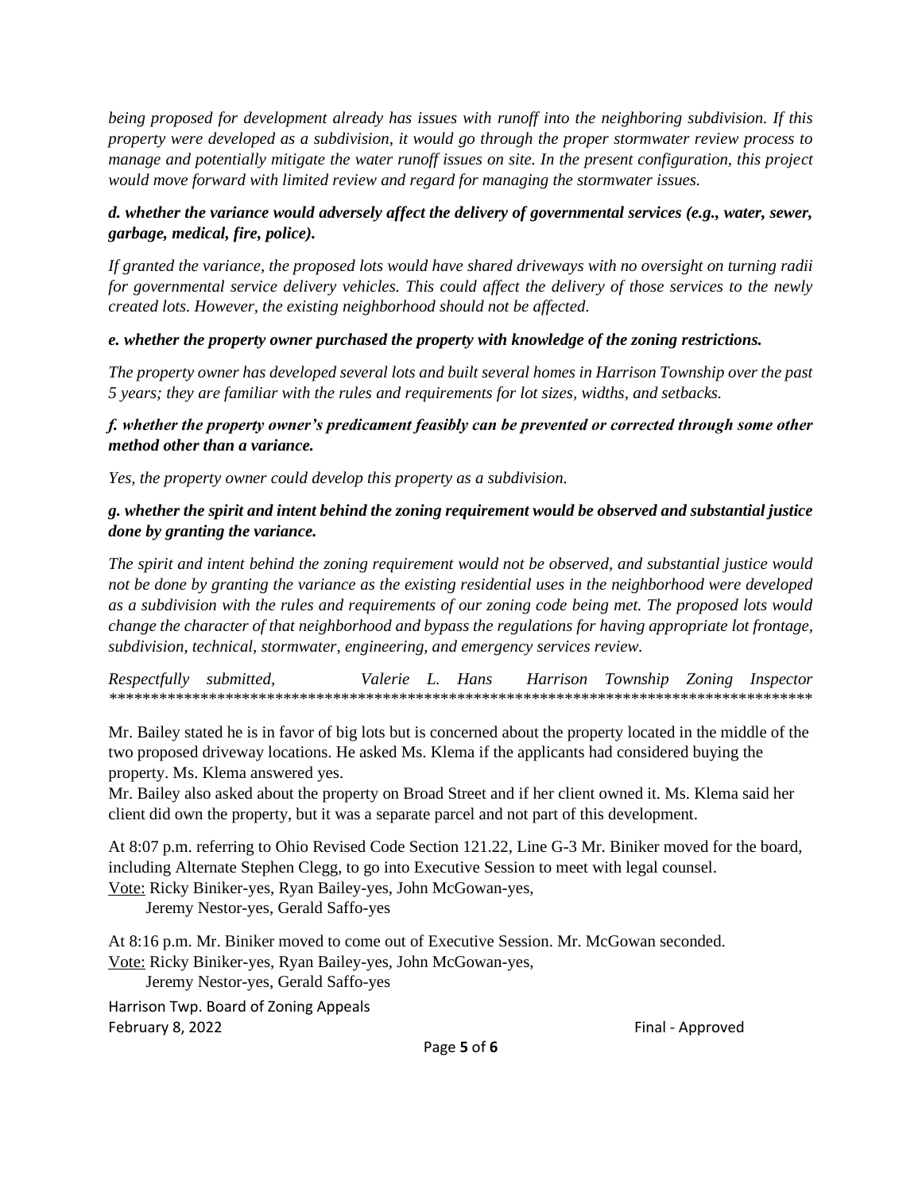*being proposed for development already has issues with runoff into the neighboring subdivision. If this property were developed as a subdivision, it would go through the proper stormwater review process to manage and potentially mitigate the water runoff issues on site. In the present configuration, this project would move forward with limited review and regard for managing the stormwater issues.*

***d. whether the variance would adversely affect the delivery of governmental services (e.g., water, sewer, garbage, medical, fire, police).***

*If granted the variance, the proposed lots would have shared driveways with no oversight on turning radii for governmental service delivery vehicles. This could affect the delivery of those services to the newly created lots. However, the existing neighborhood should not be affected.*

***e. whether the property owner purchased the property with knowledge of the zoning restrictions.***

*The property owner has developed several lots and built several homes in Harrison Township over the past 5 years; they are familiar with the rules and requirements for lot sizes, widths, and setbacks.*

***f. whether the property owner's predicament feasibly can be prevented or corrected through some other method other than a variance.***

*Yes, the property owner could develop this property as a subdivision.*

***g. whether the spirit and intent behind the zoning requirement would be observed and substantial justice done by granting the variance.***

*The spirit and intent behind the zoning requirement would not be observed, and substantial justice would not be done by granting the variance as the existing residential uses in the neighborhood were developed as a subdivision with the rules and requirements of our zoning code being met. The proposed lots would change the character of that neighborhood and bypass the regulations for having appropriate lot frontage, subdivision, technical, stormwater, engineering, and emergency services review.*

*Respectfully submitted, Valerie L. Hans Harrison Township Zoning Inspector*
*****************************************************************************************

Mr. Bailey stated he is in favor of big lots but is concerned about the property located in the middle of the two proposed driveway locations. He asked Ms. Klema if the applicants had considered buying the property. Ms. Klema answered yes.

Mr. Bailey also asked about the property on Broad Street and if her client owned it. Ms. Klema said her client did own the property, but it was a separate parcel and not part of this development.

At 8:07 p.m. referring to Ohio Revised Code Section 121.22, Line G-3 Mr. Biniker moved for the board, including Alternate Stephen Clegg, to go into Executive Session to meet with legal counsel.
Vote: Ricky Biniker-yes, Ryan Bailey-yes, John McGowan-yes,
Jeremy Nestor-yes, Gerald Saffo-yes

At 8:16 p.m. Mr. Biniker moved to come out of Executive Session. Mr. McGowan seconded.
Vote: Ricky Biniker-yes, Ryan Bailey-yes, John McGowan-yes,
Jeremy Nestor-yes, Gerald Saffo-yes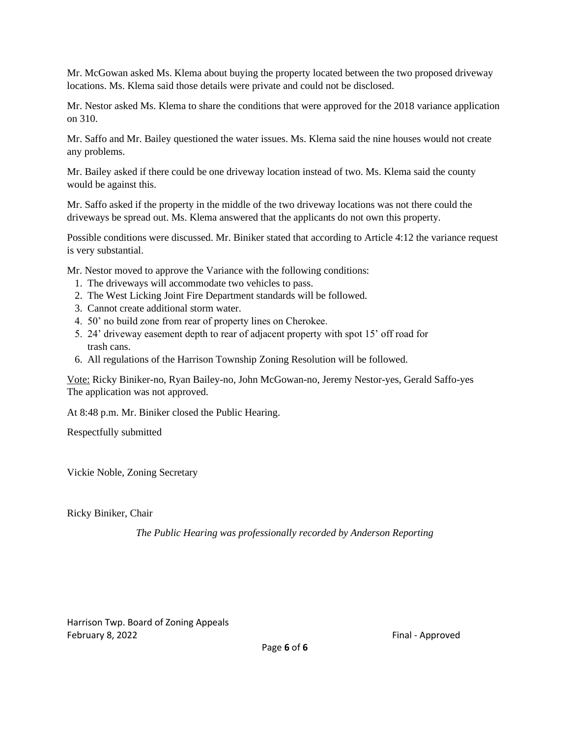Mr. McGowan asked Ms. Klema about buying the property located between the two proposed driveway locations. Ms. Klema said those details were private and could not be disclosed.

Mr. Nestor asked Ms. Klema to share the conditions that were approved for the 2018 variance application on 310.

Mr. Saffo and Mr. Bailey questioned the water issues. Ms. Klema said the nine houses would not create any problems.

Mr. Bailey asked if there could be one driveway location instead of two. Ms. Klema said the county would be against this.

Mr. Saffo asked if the property in the middle of the two driveway locations was not there could the driveways be spread out. Ms. Klema answered that the applicants do not own this property.

Possible conditions were discussed. Mr. Biniker stated that according to Article 4:12 the variance request is very substantial.

Mr. Nestor moved to approve the Variance with the following conditions:

1. The driveways will accommodate two vehicles to pass.
2. The West Licking Joint Fire Department standards will be followed.
3. Cannot create additional storm water.
4. 50' no build zone from rear of property lines on Cherokee.
5. 24' driveway easement depth to rear of adjacent property with spot 15' off road for trash cans.
6. All regulations of the Harrison Township Zoning Resolution will be followed.

Vote: Ricky Biniker-no, Ryan Bailey-no, John McGowan-no, Jeremy Nestor-yes, Gerald Saffo-yes
The application was not approved.

At 8:48 p.m. Mr. Biniker closed the Public Hearing.

Respectfully submitted

Vickie Noble, Zoning Secretary

Ricky Biniker, Chair

*The Public Hearing was professionally recorded by Anderson Reporting*